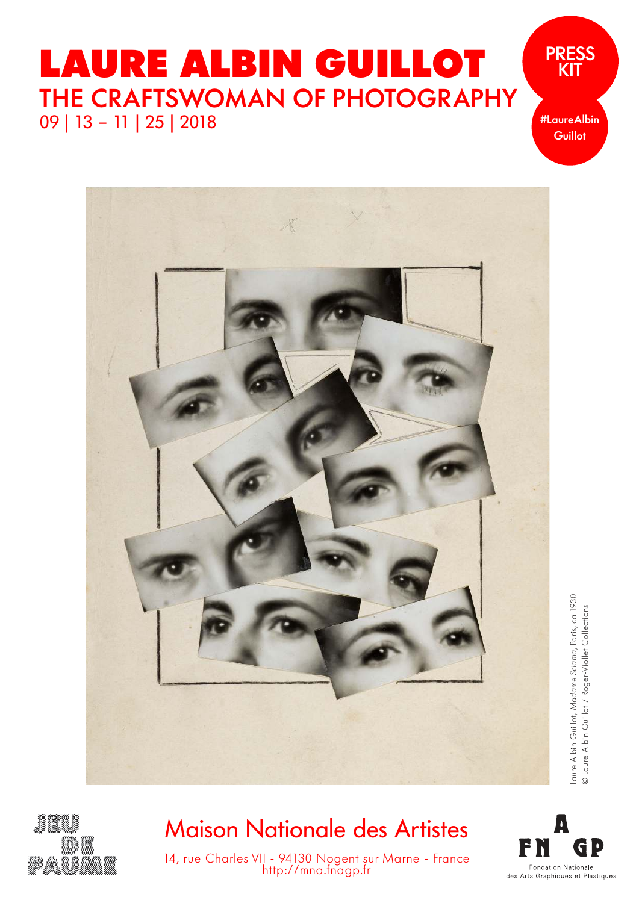# LAURE ALBIN GUILLOT

## THE CRAFTSWOMAN OF PHOTOGRAPHY

09 | 13 – 11 | 25 | 2018

PRESS KIT

#LaureAlbinGuillot

Laure Albin Guillot, *Madame Sciama*, Paris, ca 1930
© Laure Albin Guillot / Roger-Viollet Collections

JEU DE PAUME

Maison Nationale des Artistes

14, rue Charles VII - 94130 Nogent sur Marne - France
http://mna.fnagp.fr

FNAGP
Fondation Nationale des Arts Graphiques et Plastiques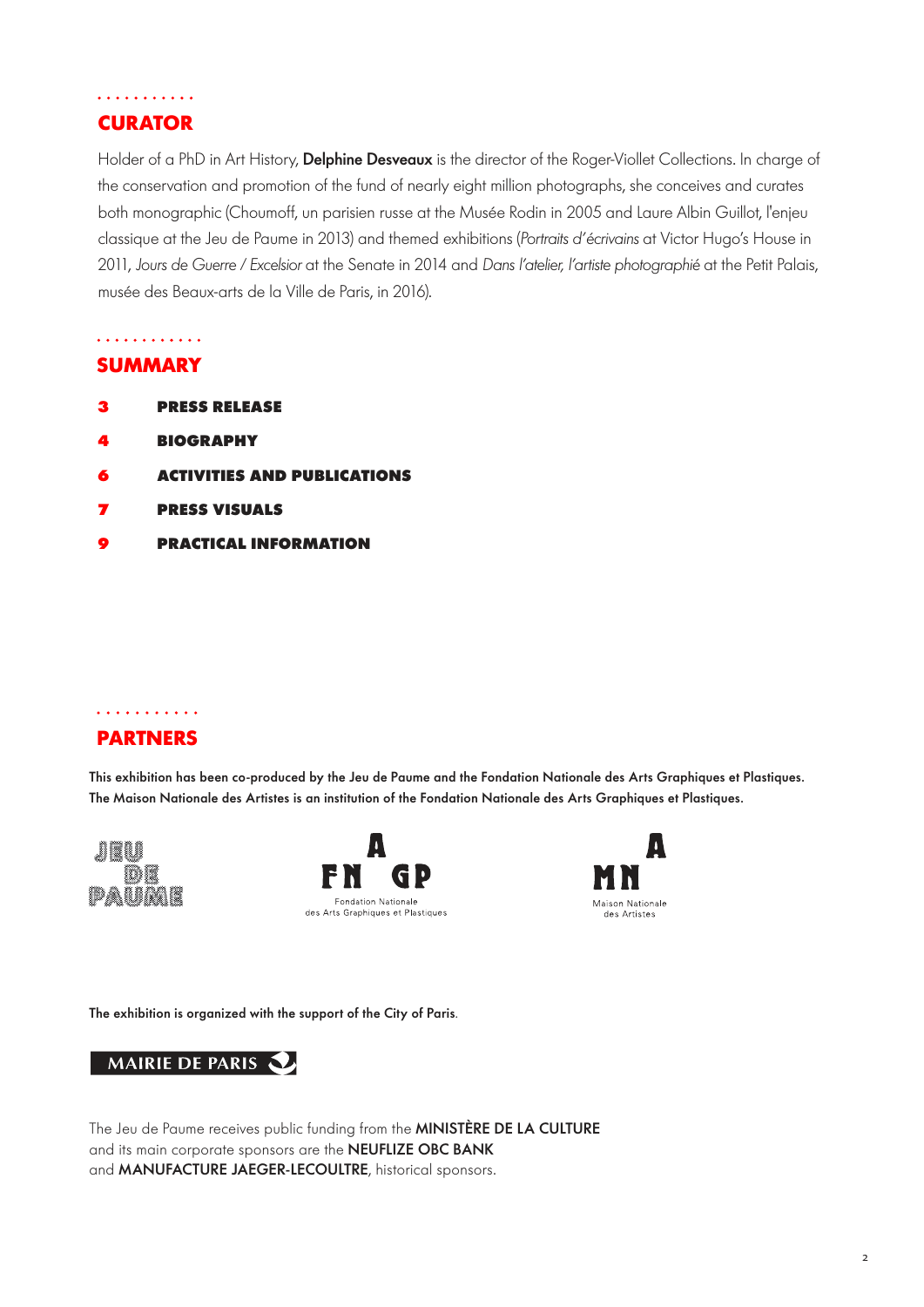## CURATOR

Holder of a PhD in Art History, **Delphine Desveaux** is the director of the Roger-Viollet Collections. In charge of the conservation and promotion of the fund of nearly eight million photographs, she conceives and curates both monographic (Choumoff, un parisien russe at the Musée Rodin in 2005 and Laure Albin Guillot, l'enjeu classique at the Jeu de Paume in 2013) and themed exhibitions (*Portraits d'écrivains* at Victor Hugo's House in 2011, *Jours de Guerre / Excelsior* at the Senate in 2014 and *Dans l'atelier, l'artiste photographié* at the Petit Palais, musée des Beaux-arts de la Ville de Paris, in 2016).

## SUMMARY

- **3** **PRESS RELEASE**
- **4** **BIOGRAPHY**
- **6** **ACTIVITIES AND PUBLICATIONS**
- **7** **PRESS VISUALS**
- **9** **PRACTICAL INFORMATION**

## PARTNERS

**This exhibition has been co-produced by the Jeu de Paume and the Fondation Nationale des Arts Graphiques et Plastiques. The Maison Nationale des Artistes is an institution of the Fondation Nationale des Arts Graphiques et Plastiques.**

JEU DE PAUME

FNAGP
Fondation Nationale des Arts Graphiques et Plastiques

MNA
Maison Nationale des Artistes

**The exhibition is organized with the support of the City of Paris**.

MAIRIE DE PARIS

The Jeu de Paume receives public funding from the **MINISTÈRE DE LA CULTURE** and its main corporate sponsors are the **NEUFLIZE OBC BANK** and **MANUFACTURE JAEGER-LECOULTRE**, historical sponsors.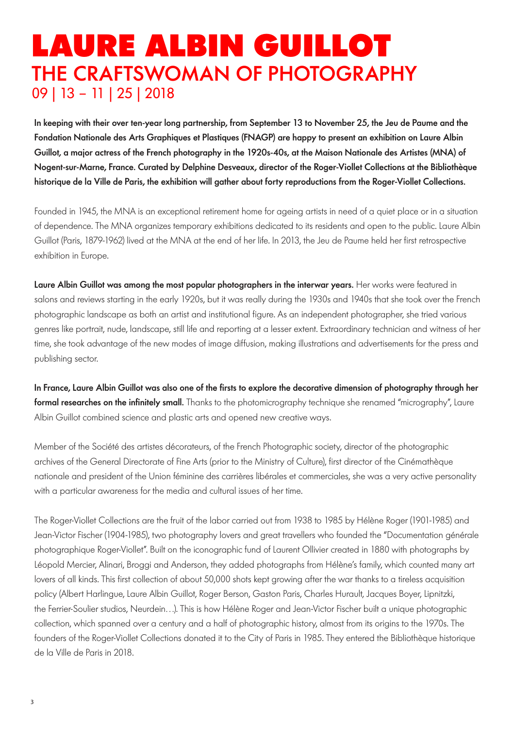# LAURE ALBIN GUILLOT

## THE CRAFTSWOMAN OF PHOTOGRAPHY

### 09 | 13 – 11 | 25 | 2018

**In keeping with their over ten-year long partnership, from September 13 to November 25, the Jeu de Paume and the Fondation Nationale des Arts Graphiques et Plastiques (FNAGP) are happy to present an exhibition on Laure Albin Guillot, a major actress of the French photography in the 1920s-40s, at the Maison Nationale des Artistes (MNA) of Nogent-sur-Marne, France. Curated by Delphine Desveaux, director of the Roger-Viollet Collections at the Bibliothèque historique de la Ville de Paris, the exhibition will gather about forty reproductions from the Roger-Viollet Collections.**

Founded in 1945, the MNA is an exceptional retirement home for ageing artists in need of a quiet place or in a situation of dependence. The MNA organizes temporary exhibitions dedicated to its residents and open to the public. Laure Albin Guillot (Paris, 1879-1962) lived at the MNA at the end of her life. In 2013, the Jeu de Paume held her first retrospective exhibition in Europe.

**Laure Albin Guillot was among the most popular photographers in the interwar years.** Her works were featured in salons and reviews starting in the early 1920s, but it was really during the 1930s and 1940s that she took over the French photographic landscape as both an artist and institutional figure. As an independent photographer, she tried various genres like portrait, nude, landscape, still life and reporting at a lesser extent. Extraordinary technician and witness of her time, she took advantage of the new modes of image diffusion, making illustrations and advertisements for the press and publishing sector.

**In France, Laure Albin Guillot was also one of the firsts to explore the decorative dimension of photography through her formal researches on the infinitely small.** Thanks to the photomicrography technique she renamed "micrography", Laure Albin Guillot combined science and plastic arts and opened new creative ways.

Member of the Société des artistes décorateurs, of the French Photographic society, director of the photographic archives of the General Directorate of Fine Arts (prior to the Ministry of Culture), first director of the Cinémathèque nationale and president of the Union féminine des carrières libérales et commerciales, she was a very active personality with a particular awareness for the media and cultural issues of her time.

The Roger-Viollet Collections are the fruit of the labor carried out from 1938 to 1985 by Hélène Roger (1901-1985) and Jean-Victor Fischer (1904-1985), two photography lovers and great travellers who founded the "Documentation générale photographique Roger-Viollet". Built on the iconographic fund of Laurent Ollivier created in 1880 with photographs by Léopold Mercier, Alinari, Broggi and Anderson, they added photographs from Hélène's family, which counted many art lovers of all kinds. This first collection of about 50,000 shots kept growing after the war thanks to a tireless acquisition policy (Albert Harlingue, Laure Albin Guillot, Roger Berson, Gaston Paris, Charles Hurault, Jacques Boyer, Lipnitzki, the Ferrier-Soulier studios, Neurdein…). This is how Hélène Roger and Jean-Victor Fischer built a unique photographic collection, which spanned over a century and a half of photographic history, almost from its origins to the 1970s. The founders of the Roger-Viollet Collections donated it to the City of Paris in 1985. They entered the Bibliothèque historique de la Ville de Paris in 2018.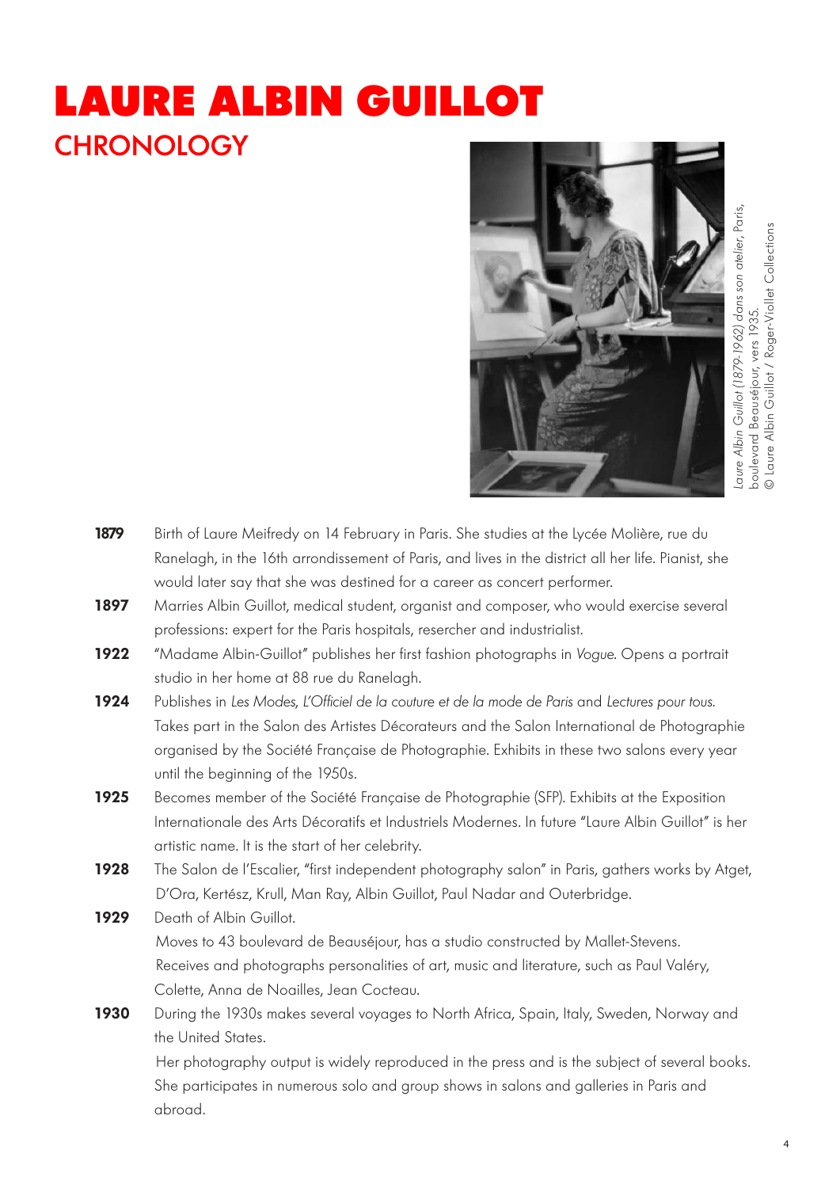# LAURE ALBIN GUILLOT

## CHRONOLOGY

*Laure Albin Guillot (1879-1962) dans son atelier*, Paris, boulevard Beauséjour, vers 1935.
© Laure Albin Guillot / Roger-Viollet Collections

**1879** Birth of Laure Meifredy on 14 February in Paris. She studies at the Lycée Molière, rue du Ranelagh, in the 16th arrondissement of Paris, and lives in the district all her life. Pianist, she would later say that she was destined for a career as concert performer.

**1897** Marries Albin Guillot, medical student, organist and composer, who would exercise several professions: expert for the Paris hospitals, resercher and industrialist.

**1922** "Madame Albin-Guillot" publishes her first fashion photographs in *Vogue*. Opens a portrait studio in her home at 88 rue du Ranelagh.

**1924** Publishes in *Les Modes, L'Officiel de la couture et de la mode de Paris* and *Lectures pour tous*. Takes part in the Salon des Artistes Décorateurs and the Salon International de Photographie organised by the Société Française de Photographie. Exhibits in these two salons every year until the beginning of the 1950s.

**1925** Becomes member of the Société Française de Photographie (SFP). Exhibits at the Exposition Internationale des Arts Décoratifs et Industriels Modernes. In future "Laure Albin Guillot" is her artistic name. It is the start of her celebrity.

**1928** The Salon de l'Escalier, "first independent photography salon" in Paris, gathers works by Atget, D'Ora, Kertész, Krull, Man Ray, Albin Guillot, Paul Nadar and Outerbridge.

**1929** Death of Albin Guillot.
Moves to 43 boulevard de Beauséjour, has a studio constructed by Mallet-Stevens.
Receives and photographs personalities of art, music and literature, such as Paul Valéry, Colette, Anna de Noailles, Jean Cocteau.

**1930** During the 1930s makes several voyages to North Africa, Spain, Italy, Sweden, Norway and the United States.
Her photography output is widely reproduced in the press and is the subject of several books. She participates in numerous solo and group shows in salons and galleries in Paris and abroad.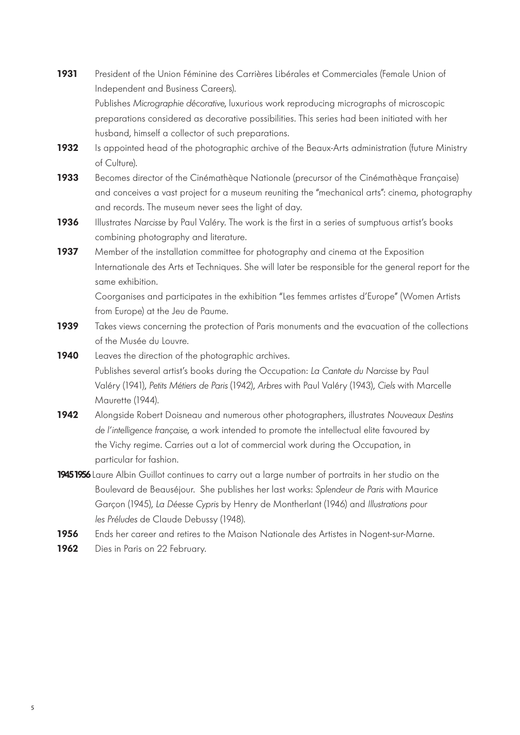**1931** President of the Union Féminine des Carrières Libérales et Commerciales (Female Union of Independent and Business Careers).
Publishes *Micrographie décorative*, luxurious work reproducing micrographs of microscopic preparations considered as decorative possibilities. This series had been initiated with her husband, himself a collector of such preparations.

**1932** Is appointed head of the photographic archive of the Beaux-Arts administration (future Ministry of Culture).

**1933** Becomes director of the Cinémathèque Nationale (precursor of the Cinémathèque Française) and conceives a vast project for a museum reuniting the "mechanical arts": cinema, photography and records. The museum never sees the light of day.

**1936** Illustrates *Narcisse* by Paul Valéry. The work is the first in a series of sumptuous artist's books combining photography and literature.

**1937** Member of the installation committee for photography and cinema at the Exposition Internationale des Arts et Techniques. She will later be responsible for the general report for the same exhibition.
Coorganises and participates in the exhibition "Les femmes artistes d'Europe" (Women Artists from Europe) at the Jeu de Paume.

**1939** Takes views concerning the protection of Paris monuments and the evacuation of the collections of the Musée du Louvre.

**1940** Leaves the direction of the photographic archives.
Publishes several artist's books during the Occupation: *La Cantate du Narcisse* by Paul Valéry (1941), *Petits Métiers de Paris* (1942), *Arbres* with Paul Valéry (1943), *Ciels* with Marcelle Maurette (1944).

**1942** Alongside Robert Doisneau and numerous other photographers, illustrates *Nouveaux Destins de l'intelligence française*, a work intended to promote the intellectual elite favoured by the Vichy regime. Carries out a lot of commercial work during the Occupation, in particular for fashion.

**1945 1956** Laure Albin Guillot continues to carry out a large number of portraits in her studio on the Boulevard de Beauséjour. She publishes her last works: *Splendeur de Paris* with Maurice Garçon (1945), *La Déesse Cypris* by Henry de Montherlant (1946) and *Illustrations pour les Préludes* de Claude Debussy (1948).

**1956** Ends her career and retires to the Maison Nationale des Artistes in Nogent-sur-Marne.

**1962** Dies in Paris on 22 February.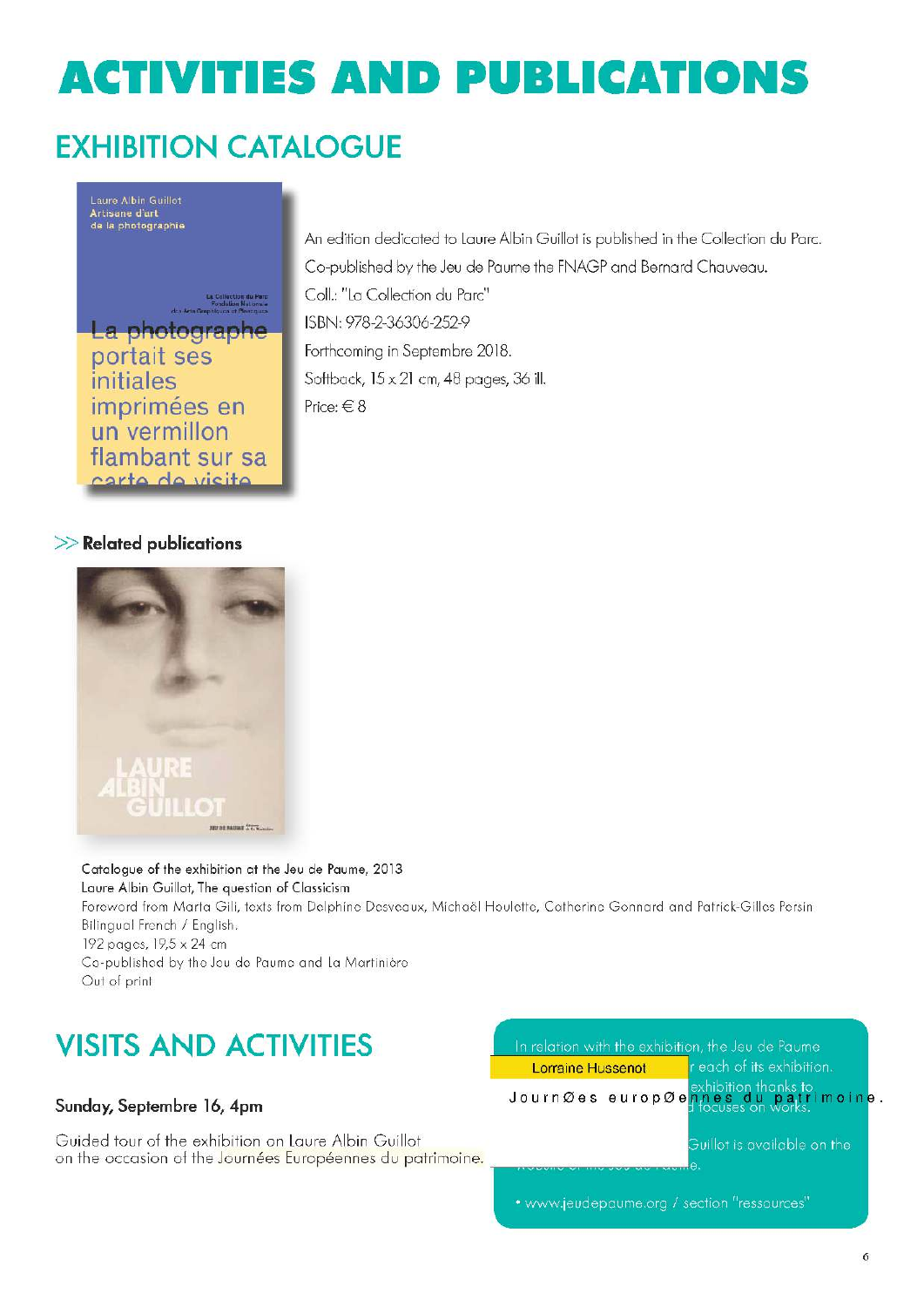# ACTIVITIES AND PUBLICATIONS

## EXHIBITION CATALOGUE

An edition dedicated to Laure Albin Guillot is published in the Collection du Parc.
Co-published by the Jeu de Paume the FNAGP and Bernard Chauveau.
Coll.: "La Collection du Parc"
ISBN: 978-2-36306-252-9
Forthcoming in Septembre 2018.
Softback, 15 x 21 cm, 48 pages, 36 ill.
Price: € 8

### >> Related publications

Catalogue of the exhibition at the Jeu de Paume, 2013
Laure Albin Guillot, The question of Classicism
Foreword from Marta Gili, texts from Delphine Desveaux, Michaël Houlette, Catherine Gonnard and Patrick-Gilles Persin
Bilingual French / English.
192 pages, 19,5 x 24 cm
Co-published by the Jeu de Paume and La Martinière
Out of print

## VISITS AND ACTIVITIES

**Sunday, Septembre 16, 4pm**

Guided tour of the exhibition on Laure Albin Guillot on the occasion of the Journées Européennes du patrimoine.

In relation with the exhibition, the Jeu de Paume ... r each of its exhibition. ... exhibition thanks to ... focuses on works. ... Guillot is available on the ... e.

• www.jeudepaume.org / section "ressources"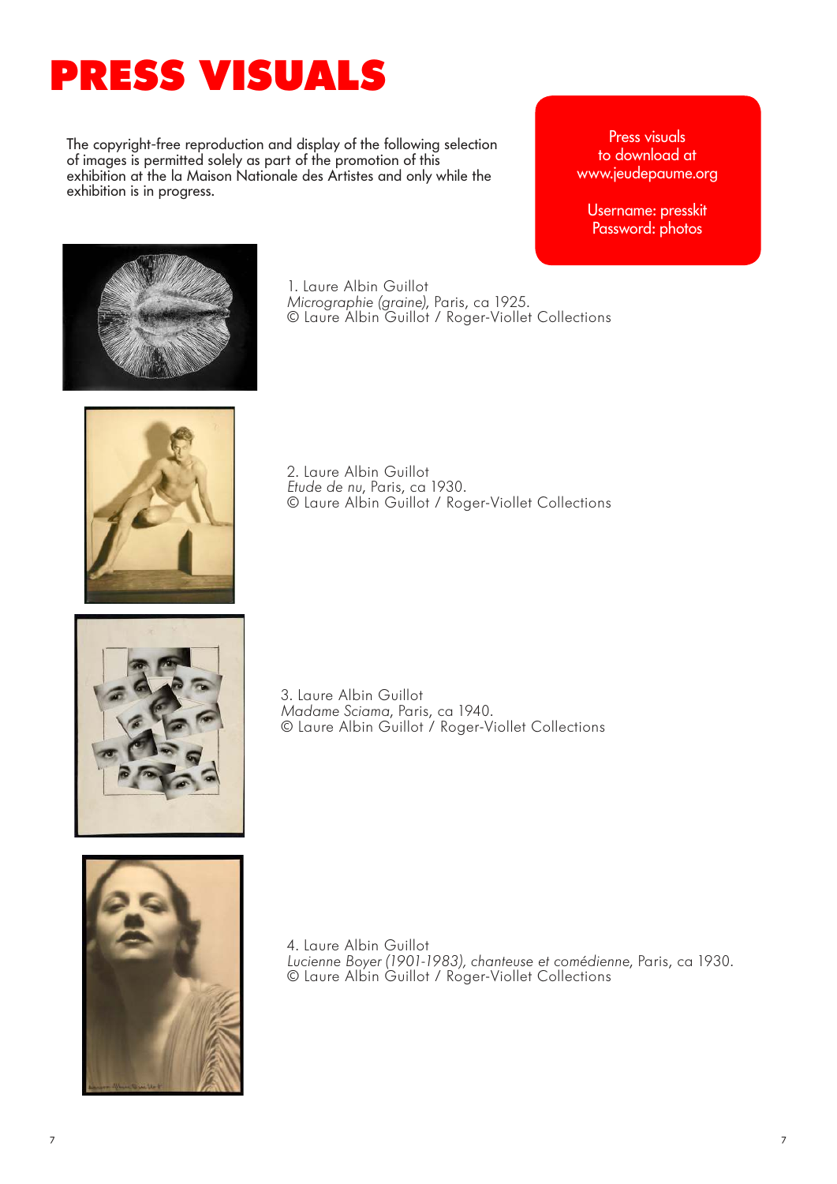# PRESS VISUALS

The copyright-free reproduction and display of the following selection of images is permitted solely as part of the promotion of this exhibition at the la Maison Nationale des Artistes and only while the exhibition is in progress.

Press visuals
to download at
www.jeudepaume.org

Username: presskit
Password: photos

1. Laure Albin Guillot
*Micrographie (graine)*, Paris, ca 1925.
© Laure Albin Guillot / Roger-Viollet Collections

2. Laure Albin Guillot
*Etude de nu*, Paris, ca 1930.
© Laure Albin Guillot / Roger-Viollet Collections

3. Laure Albin Guillot
*Madame Sciama*, Paris, ca 1940.
© Laure Albin Guillot / Roger-Viollet Collections

4. Laure Albin Guillot
*Lucienne Boyer (1901-1983), chanteuse et comédienne*, Paris, ca 1930.
© Laure Albin Guillot / Roger-Viollet Collections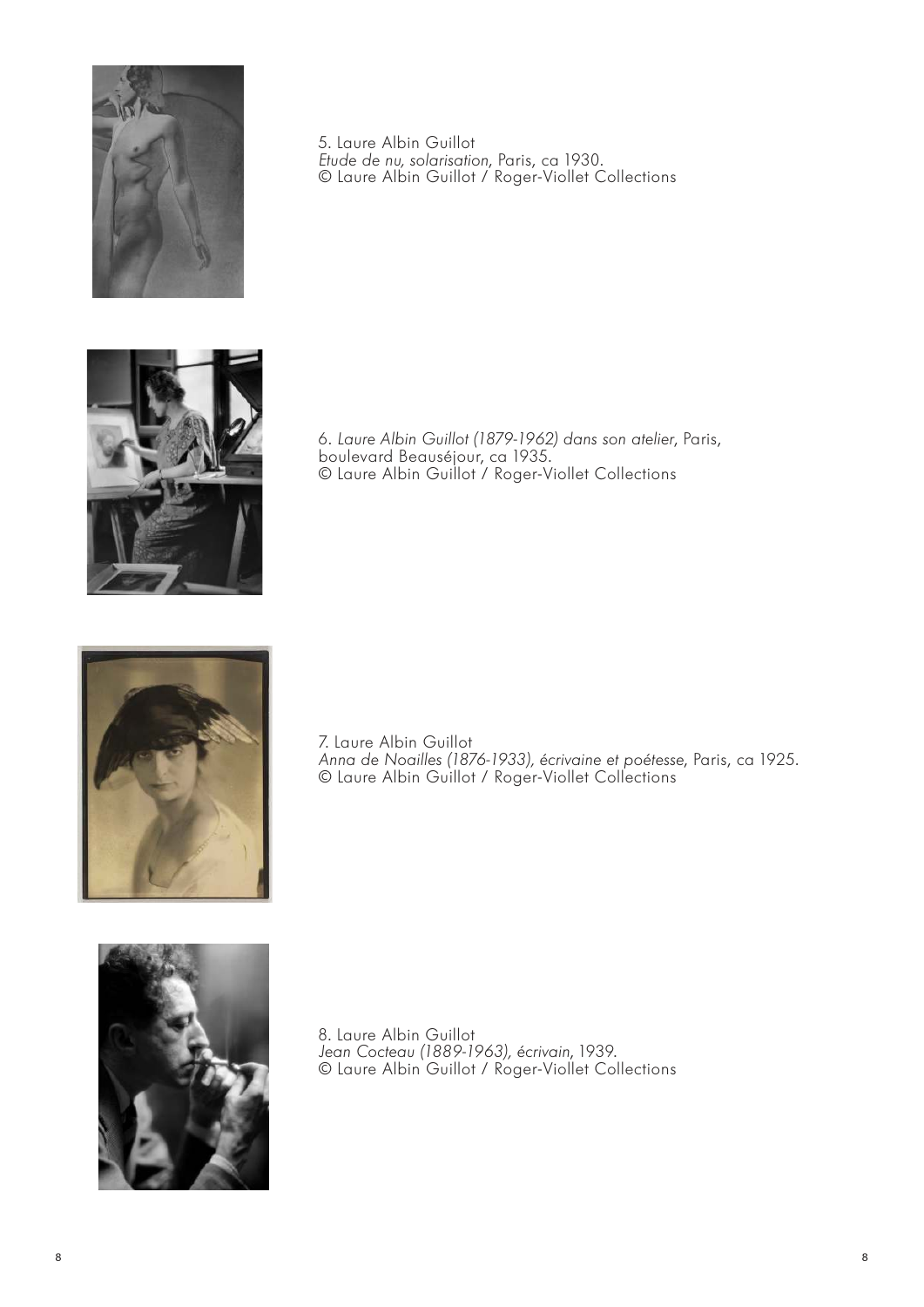5. Laure Albin Guillot
*Etude de nu, solarisation*, Paris, ca 1930.
© Laure Albin Guillot / Roger-Viollet Collections

6. *Laure Albin Guillot (1879-1962) dans son atelier*, Paris, boulevard Beauséjour, ca 1935.
© Laure Albin Guillot / Roger-Viollet Collections

7. Laure Albin Guillot
*Anna de Noailles (1876-1933), écrivaine et poétesse*, Paris, ca 1925.
© Laure Albin Guillot / Roger-Viollet Collections

8. Laure Albin Guillot
*Jean Cocteau (1889-1963), écrivain*, 1939.
© Laure Albin Guillot / Roger-Viollet Collections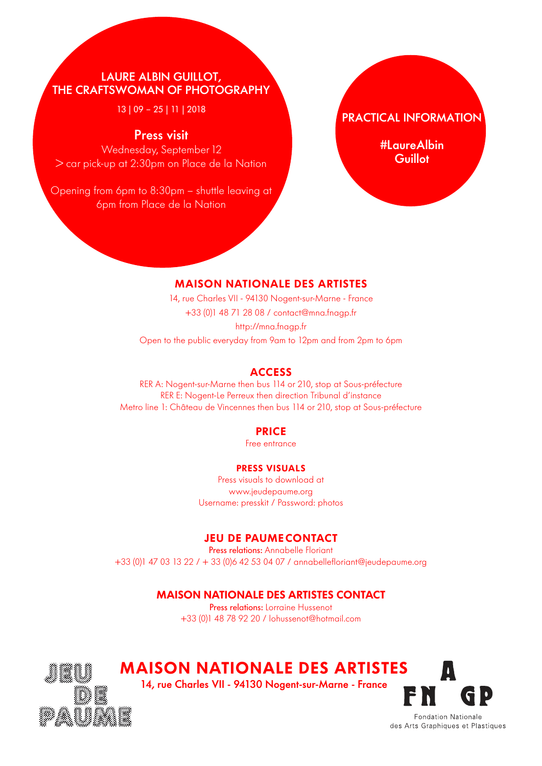## LAURE ALBIN GUILLOT, THE CRAFTSWOMAN OF PHOTOGRAPHY

13 | 09 – 25 | 11 | 2018

**Press visit**

Wednesday, September 12

> car pick-up at 2:30pm on Place de la Nation

Opening from 6pm to 8:30pm – shuttle leaving at 6pm from Place de la Nation

## PRACTICAL INFORMATION

#LaureAlbin Guillot

### MAISON NATIONALE DES ARTISTES

14, rue Charles VII - 94130 Nogent-sur-Marne - France

+33 (0)1 48 71 28 08 / contact@mna.fnagp.fr

http://mna.fnagp.fr

Open to the public everyday from 9am to 12pm and from 2pm to 6pm

### ACCESS

RER A: Nogent-sur-Marne then bus 114 or 210, stop at Sous-préfecture

RER E: Nogent-Le Perreux then direction Tribunal d'instance

Metro line 1: Château de Vincennes then bus 114 or 210, stop at Sous-préfecture

### PRICE

Free entrance

### PRESS VISUALS

Press visuals to download at

www.jeudepaume.org

Username: presskit / Password: photos

### JEU DE PAUME CONTACT

**Press relations:** Annabelle Floriant

+33 (0)1 47 03 13 22 / + 33 (0)6 42 53 04 07 / annabellefloriant@jeudepaume.org

### MAISON NATIONALE DES ARTISTES CONTACT

**Press relations:** Lorraine Hussenot

+33 (0)1 48 78 92 20 / lohussenot@hotmail.com

JEU DE PAUME

**MAISON NATIONALE DES ARTISTES**

**14, rue Charles VII - 94130 Nogent-sur-Marne - France**

FNAGP

Fondation Nationale des Arts Graphiques et Plastiques